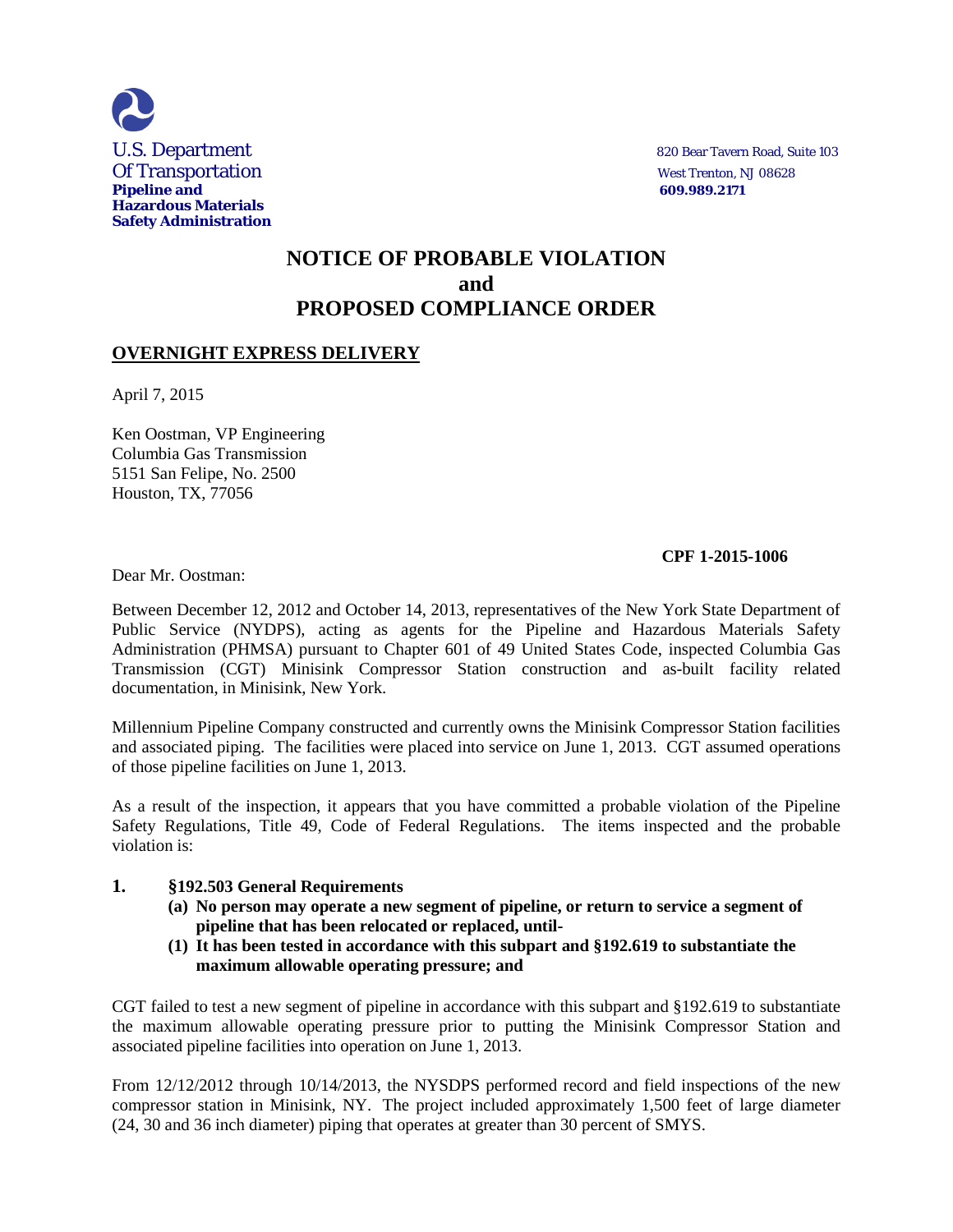U.S. Department
Of Transportation
**Pipeline and Hazardous Materials Safety Administration**

820 Bear Tavern Road, Suite 103
West Trenton, NJ 08628
**609.989.2171**

# NOTICE OF PROBABLE VIOLATION and PROPOSED COMPLIANCE ORDER

**OVERNIGHT EXPRESS DELIVERY**

April 7, 2015

Ken Oostman, VP Engineering
Columbia Gas Transmission
5151 San Felipe, No. 2500
Houston, TX, 77056

**CPF 1-2015-1006**

Dear Mr. Oostman:

Between December 12, 2012 and October 14, 2013, representatives of the New York State Department of Public Service (NYDPS), acting as agents for the Pipeline and Hazardous Materials Safety Administration (PHMSA) pursuant to Chapter 601 of 49 United States Code, inspected Columbia Gas Transmission (CGT) Minisink Compressor Station construction and as-built facility related documentation, in Minisink, New York.

Millennium Pipeline Company constructed and currently owns the Minisink Compressor Station facilities and associated piping. The facilities were placed into service on June 1, 2013. CGT assumed operations of those pipeline facilities on June 1, 2013.

As a result of the inspection, it appears that you have committed a probable violation of the Pipeline Safety Regulations, Title 49, Code of Federal Regulations. The items inspected and the probable violation is:

**1. §192.503 General Requirements**

**(a) No person may operate a new segment of pipeline, or return to service a segment of pipeline that has been relocated or replaced, until-**

**(1) It has been tested in accordance with this subpart and §192.619 to substantiate the maximum allowable operating pressure; and**

CGT failed to test a new segment of pipeline in accordance with this subpart and §192.619 to substantiate the maximum allowable operating pressure prior to putting the Minisink Compressor Station and associated pipeline facilities into operation on June 1, 2013.

From 12/12/2012 through 10/14/2013, the NYSDPS performed record and field inspections of the new compressor station in Minisink, NY. The project included approximately 1,500 feet of large diameter (24, 30 and 36 inch diameter) piping that operates at greater than 30 percent of SMYS.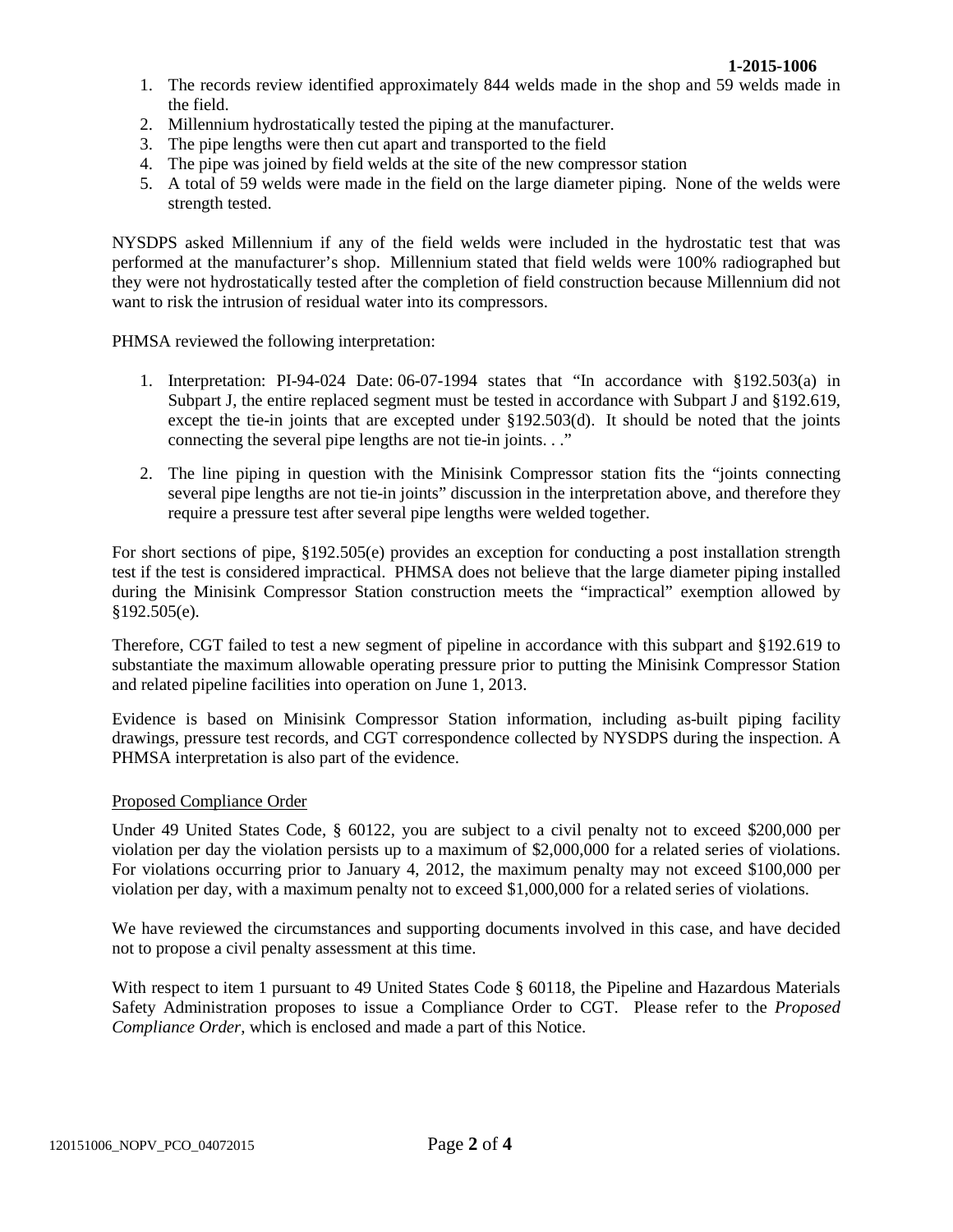1. The records review identified approximately 844 welds made in the shop and 59 welds made in the field.
2. Millennium hydrostatically tested the piping at the manufacturer.
3. The pipe lengths were then cut apart and transported to the field
4. The pipe was joined by field welds at the site of the new compressor station
5. A total of 59 welds were made in the field on the large diameter piping. None of the welds were strength tested.

NYSDPS asked Millennium if any of the field welds were included in the hydrostatic test that was performed at the manufacturer's shop. Millennium stated that field welds were 100% radiographed but they were not hydrostatically tested after the completion of field construction because Millennium did not want to risk the intrusion of residual water into its compressors.

PHMSA reviewed the following interpretation:

1. Interpretation: PI-94-024 Date: 06-07-1994 states that "In accordance with §192.503(a) in Subpart J, the entire replaced segment must be tested in accordance with Subpart J and §192.619, except the tie-in joints that are excepted under §192.503(d). It should be noted that the joints connecting the several pipe lengths are not tie-in joints. . ."
2. The line piping in question with the Minisink Compressor station fits the "joints connecting several pipe lengths are not tie-in joints" discussion in the interpretation above, and therefore they require a pressure test after several pipe lengths were welded together.

For short sections of pipe, §192.505(e) provides an exception for conducting a post installation strength test if the test is considered impractical. PHMSA does not believe that the large diameter piping installed during the Minisink Compressor Station construction meets the "impractical" exemption allowed by §192.505(e).

Therefore, CGT failed to test a new segment of pipeline in accordance with this subpart and §192.619 to substantiate the maximum allowable operating pressure prior to putting the Minisink Compressor Station and related pipeline facilities into operation on June 1, 2013.

Evidence is based on Minisink Compressor Station information, including as-built piping facility drawings, pressure test records, and CGT correspondence collected by NYSDPS during the inspection. A PHMSA interpretation is also part of the evidence.

Proposed Compliance Order

Under 49 United States Code, § 60122, you are subject to a civil penalty not to exceed $200,000 per violation per day the violation persists up to a maximum of $2,000,000 for a related series of violations. For violations occurring prior to January 4, 2012, the maximum penalty may not exceed $100,000 per violation per day, with a maximum penalty not to exceed $1,000,000 for a related series of violations.

We have reviewed the circumstances and supporting documents involved in this case, and have decided not to propose a civil penalty assessment at this time.

With respect to item 1 pursuant to 49 United States Code § 60118, the Pipeline and Hazardous Materials Safety Administration proposes to issue a Compliance Order to CGT. Please refer to the *Proposed Compliance Order*, which is enclosed and made a part of this Notice.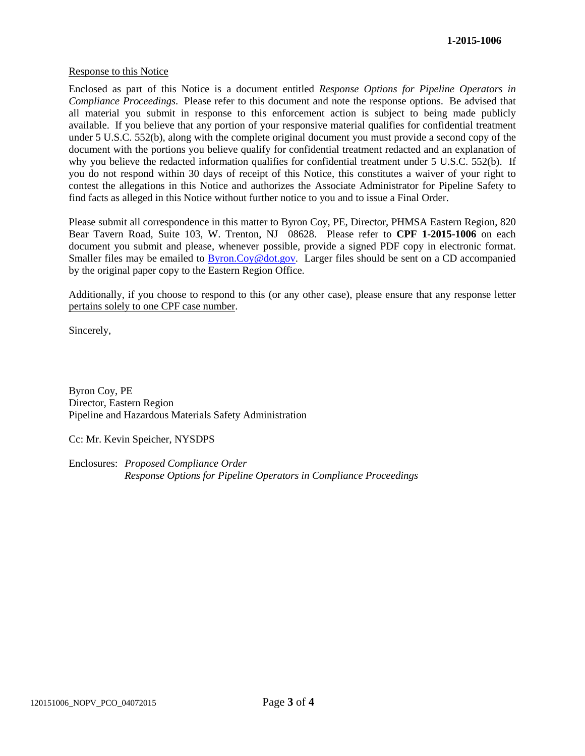Response to this Notice

Enclosed as part of this Notice is a document entitled *Response Options for Pipeline Operators in Compliance Proceedings*. Please refer to this document and note the response options. Be advised that all material you submit in response to this enforcement action is subject to being made publicly available. If you believe that any portion of your responsive material qualifies for confidential treatment under 5 U.S.C. 552(b), along with the complete original document you must provide a second copy of the document with the portions you believe qualify for confidential treatment redacted and an explanation of why you believe the redacted information qualifies for confidential treatment under 5 U.S.C. 552(b). If you do not respond within 30 days of receipt of this Notice, this constitutes a waiver of your right to contest the allegations in this Notice and authorizes the Associate Administrator for Pipeline Safety to find facts as alleged in this Notice without further notice to you and to issue a Final Order.

Please submit all correspondence in this matter to Byron Coy, PE, Director, PHMSA Eastern Region, 820 Bear Tavern Road, Suite 103, W. Trenton, NJ 08628. Please refer to **CPF 1-2015-1006** on each document you submit and please, whenever possible, provide a signed PDF copy in electronic format. Smaller files may be emailed to Byron.Coy@dot.gov. Larger files should be sent on a CD accompanied by the original paper copy to the Eastern Region Office.

Additionally, if you choose to respond to this (or any other case), please ensure that any response letter pertains solely to one CPF case number.

Sincerely,

Byron Coy, PE
Director, Eastern Region
Pipeline and Hazardous Materials Safety Administration

Cc: Mr. Kevin Speicher, NYSDPS

Enclosures: *Proposed Compliance Order*
*Response Options for Pipeline Operators in Compliance Proceedings*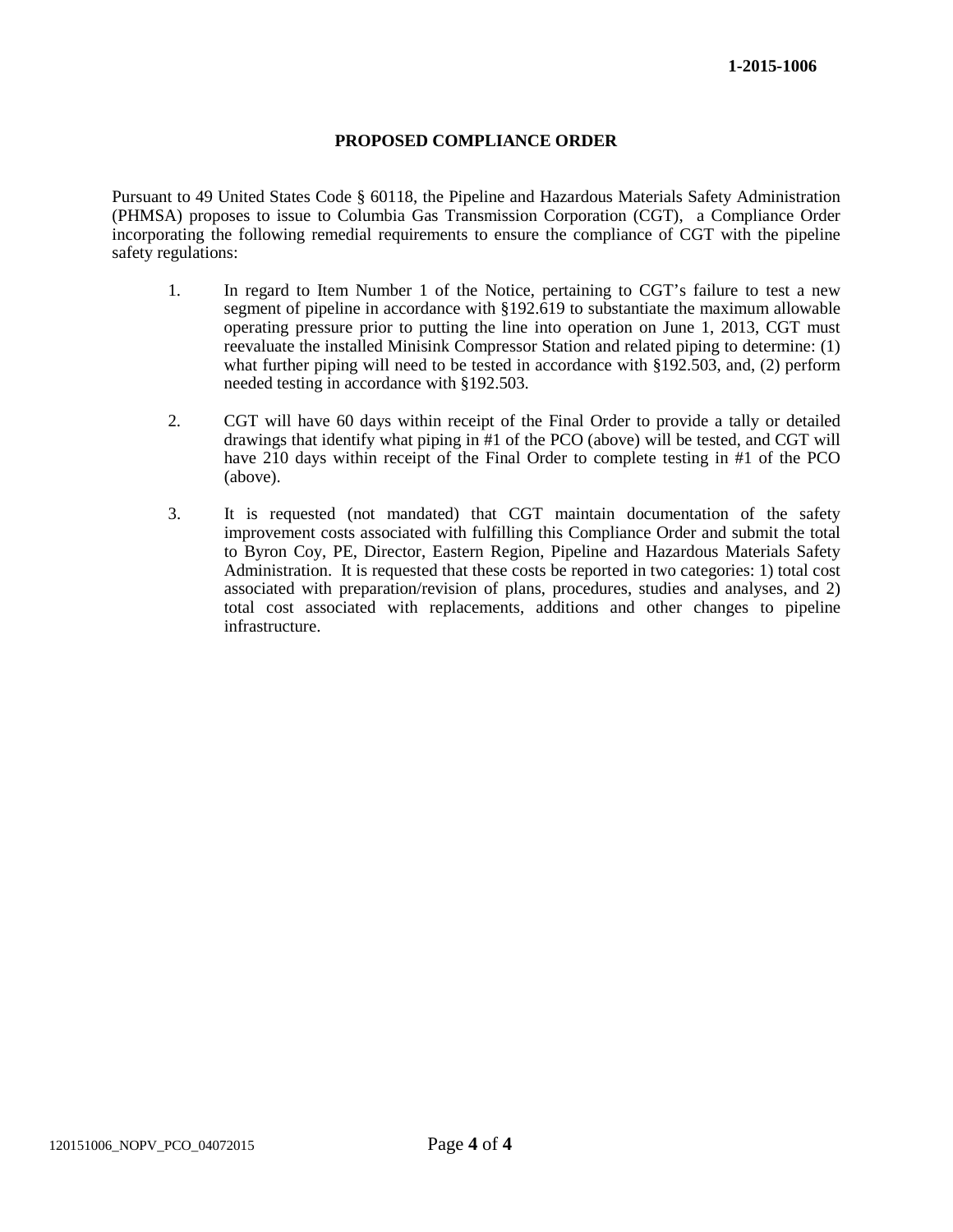# PROPOSED COMPLIANCE ORDER

Pursuant to 49 United States Code § 60118, the Pipeline and Hazardous Materials Safety Administration (PHMSA) proposes to issue to Columbia Gas Transmission Corporation (CGT), a Compliance Order incorporating the following remedial requirements to ensure the compliance of CGT with the pipeline safety regulations:

1. In regard to Item Number 1 of the Notice, pertaining to CGT's failure to test a new segment of pipeline in accordance with §192.619 to substantiate the maximum allowable operating pressure prior to putting the line into operation on June 1, 2013, CGT must reevaluate the installed Minisink Compressor Station and related piping to determine: (1) what further piping will need to be tested in accordance with §192.503, and, (2) perform needed testing in accordance with §192.503.

2. CGT will have 60 days within receipt of the Final Order to provide a tally or detailed drawings that identify what piping in #1 of the PCO (above) will be tested, and CGT will have 210 days within receipt of the Final Order to complete testing in #1 of the PCO (above).

3. It is requested (not mandated) that CGT maintain documentation of the safety improvement costs associated with fulfilling this Compliance Order and submit the total to Byron Coy, PE, Director, Eastern Region, Pipeline and Hazardous Materials Safety Administration. It is requested that these costs be reported in two categories: 1) total cost associated with preparation/revision of plans, procedures, studies and analyses, and 2) total cost associated with replacements, additions and other changes to pipeline infrastructure.